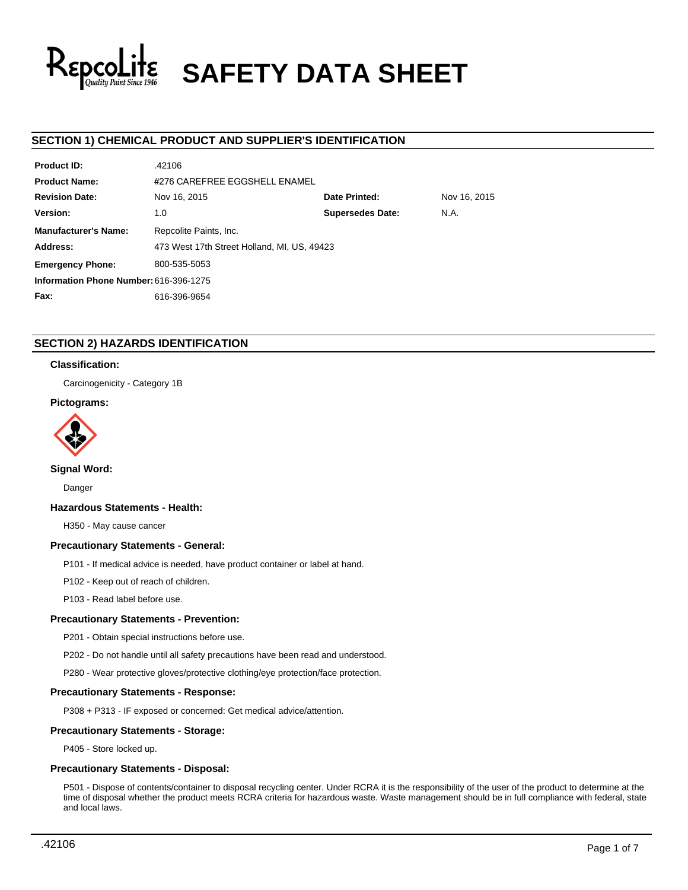# SAFETY DATA SHEET

## SECTION 1) CHEMICAL PRODUCT AND SUPPLIER'S IDENTIFICATION

| | | | |
|---|---|---|---|
| **Product ID:** | .42106 | | |
| **Product Name:** | #276 CAREFREE EGGSHELL ENAMEL | | |
| **Revision Date:** | Nov 16, 2015 | **Date Printed:** | Nov 16, 2015 |
| **Version:** | 1.0 | **Supersedes Date:** | N.A. |
| **Manufacturer's Name:** | Repcolite Paints, Inc. | | |
| **Address:** | 473 West 17th Street Holland, MI, US, 49423 | | |
| **Emergency Phone:** | 800-535-5053 | | |
| **Information Phone Number:** | 616-396-1275 | | |
| **Fax:** | 616-396-9654 | | |

## SECTION 2) HAZARDS IDENTIFICATION

### Classification:

Carcinogenicity - Category 1B

### Pictograms:

### Signal Word:

Danger

### Hazardous Statements - Health:

H350 - May cause cancer

### Precautionary Statements - General:

P101 - If medical advice is needed, have product container or label at hand.

P102 - Keep out of reach of children.

P103 - Read label before use.

### Precautionary Statements - Prevention:

P201 - Obtain special instructions before use.

P202 - Do not handle until all safety precautions have been read and understood.

P280 - Wear protective gloves/protective clothing/eye protection/face protection.

### Precautionary Statements - Response:

P308 + P313 - IF exposed or concerned: Get medical advice/attention.

### Precautionary Statements - Storage:

P405 - Store locked up.

### Precautionary Statements - Disposal:

P501 - Dispose of contents/container to disposal recycling center. Under RCRA it is the responsibility of the user of the product to determine at the time of disposal whether the product meets RCRA criteria for hazardous waste. Waste management should be in full compliance with federal, state and local laws.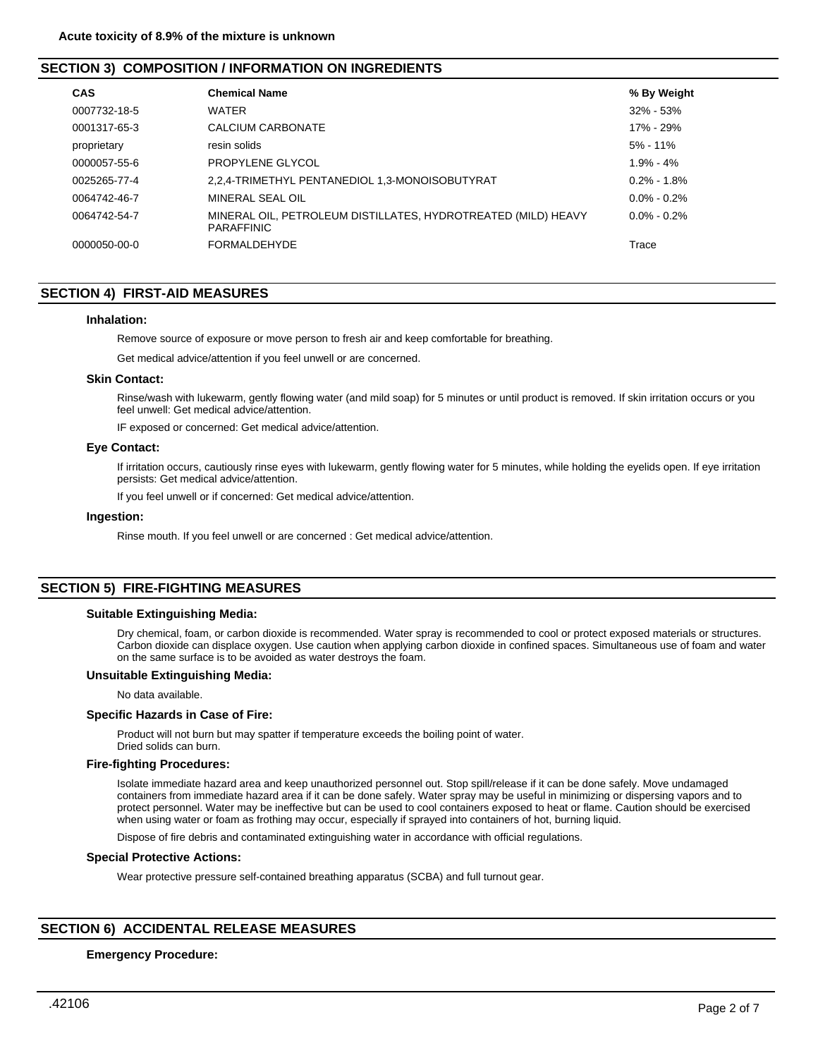**Acute toxicity of 8.9% of the mixture is unknown**

## SECTION 3) COMPOSITION / INFORMATION ON INGREDIENTS

| CAS | Chemical Name | % By Weight |
| --- | --- | --- |
| 0007732-18-5 | WATER | 32% - 53% |
| 0001317-65-3 | CALCIUM CARBONATE | 17% - 29% |
| proprietary | resin solids | 5% - 11% |
| 0000057-55-6 | PROPYLENE GLYCOL | 1.9% - 4% |
| 0025265-77-4 | 2,2,4-TRIMETHYL PENTANEDIOL 1,3-MONOISOBUTYRAT | 0.2% - 1.8% |
| 0064742-46-7 | MINERAL SEAL OIL | 0.0% - 0.2% |
| 0064742-54-7 | MINERAL OIL, PETROLEUM DISTILLATES, HYDROTREATED (MILD) HEAVY PARAFFINIC | 0.0% - 0.2% |
| 0000050-00-0 | FORMALDEHYDE | Trace |

## SECTION 4) FIRST-AID MEASURES

### Inhalation:

Remove source of exposure or move person to fresh air and keep comfortable for breathing.

Get medical advice/attention if you feel unwell or are concerned.

### Skin Contact:

Rinse/wash with lukewarm, gently flowing water (and mild soap) for 5 minutes or until product is removed. If skin irritation occurs or you feel unwell: Get medical advice/attention.

IF exposed or concerned: Get medical advice/attention.

### Eye Contact:

If irritation occurs, cautiously rinse eyes with lukewarm, gently flowing water for 5 minutes, while holding the eyelids open. If eye irritation persists: Get medical advice/attention.

If you feel unwell or if concerned: Get medical advice/attention.

### Ingestion:

Rinse mouth. If you feel unwell or are concerned : Get medical advice/attention.

## SECTION 5) FIRE-FIGHTING MEASURES

### Suitable Extinguishing Media:

Dry chemical, foam, or carbon dioxide is recommended. Water spray is recommended to cool or protect exposed materials or structures. Carbon dioxide can displace oxygen. Use caution when applying carbon dioxide in confined spaces. Simultaneous use of foam and water on the same surface is to be avoided as water destroys the foam.

### Unsuitable Extinguishing Media:

No data available.

### Specific Hazards in Case of Fire:

Product will not burn but may spatter if temperature exceeds the boiling point of water.
Dried solids can burn.

### Fire-fighting Procedures:

Isolate immediate hazard area and keep unauthorized personnel out. Stop spill/release if it can be done safely. Move undamaged containers from immediate hazard area if it can be done safely. Water spray may be useful in minimizing or dispersing vapors and to protect personnel. Water may be ineffective but can be used to cool containers exposed to heat or flame. Caution should be exercised when using water or foam as frothing may occur, especially if sprayed into containers of hot, burning liquid.

Dispose of fire debris and contaminated extinguishing water in accordance with official regulations.

### Special Protective Actions:

Wear protective pressure self-contained breathing apparatus (SCBA) and full turnout gear.

## SECTION 6) ACCIDENTAL RELEASE MEASURES

### Emergency Procedure: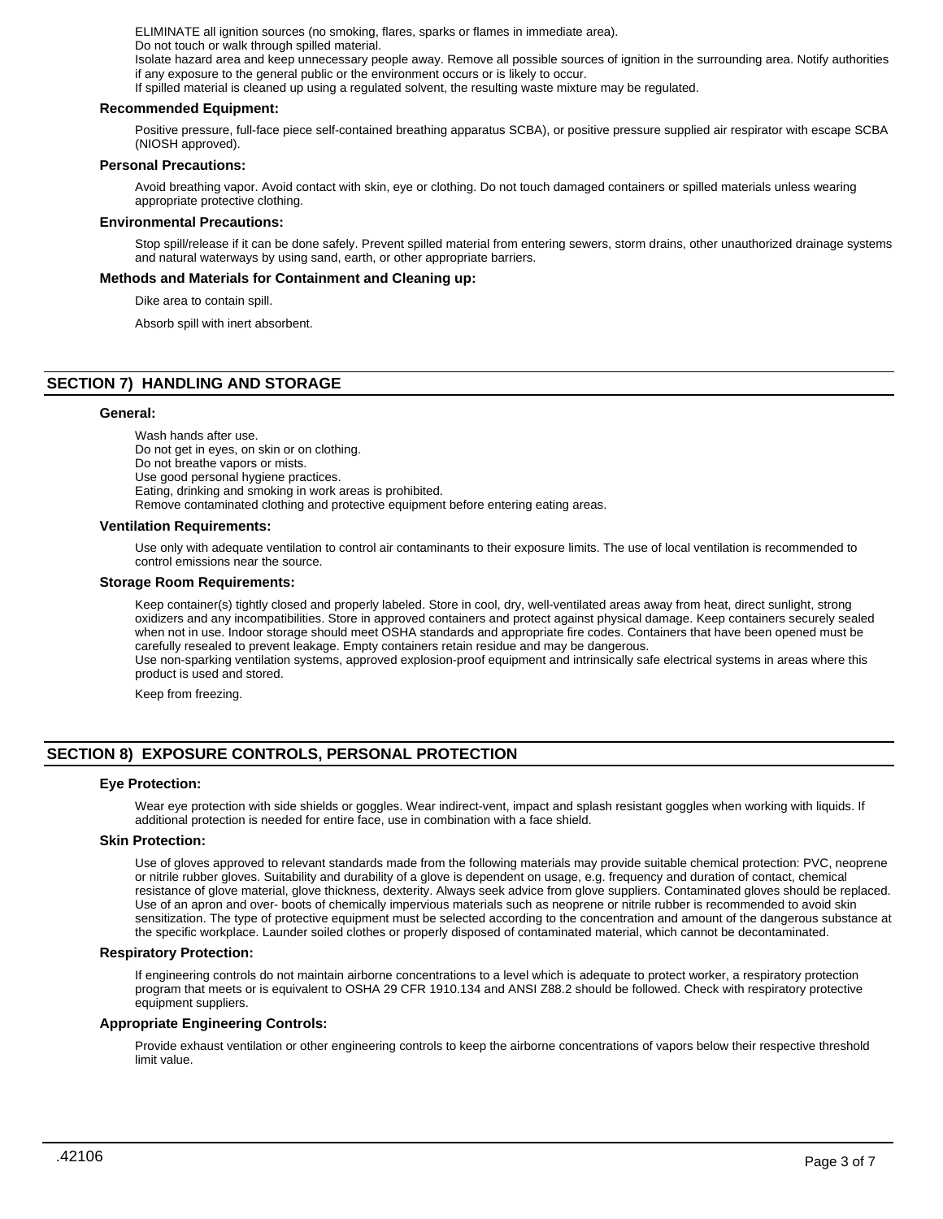ELIMINATE all ignition sources (no smoking, flares, sparks or flames in immediate area).
Do not touch or walk through spilled material.
Isolate hazard area and keep unnecessary people away. Remove all possible sources of ignition in the surrounding area. Notify authorities if any exposure to the general public or the environment occurs or is likely to occur.
If spilled material is cleaned up using a regulated solvent, the resulting waste mixture may be regulated.

### Recommended Equipment:

Positive pressure, full-face piece self-contained breathing apparatus SCBA), or positive pressure supplied air respirator with escape SCBA (NIOSH approved).

### Personal Precautions:

Avoid breathing vapor. Avoid contact with skin, eye or clothing. Do not touch damaged containers or spilled materials unless wearing appropriate protective clothing.

### Environmental Precautions:

Stop spill/release if it can be done safely. Prevent spilled material from entering sewers, storm drains, other unauthorized drainage systems and natural waterways by using sand, earth, or other appropriate barriers.

### Methods and Materials for Containment and Cleaning up:

Dike area to contain spill.

Absorb spill with inert absorbent.

## SECTION 7) HANDLING AND STORAGE

### General:

Wash hands after use.
Do not get in eyes, on skin or on clothing.
Do not breathe vapors or mists.
Use good personal hygiene practices.
Eating, drinking and smoking in work areas is prohibited.
Remove contaminated clothing and protective equipment before entering eating areas.

### Ventilation Requirements:

Use only with adequate ventilation to control air contaminants to their exposure limits. The use of local ventilation is recommended to control emissions near the source.

### Storage Room Requirements:

Keep container(s) tightly closed and properly labeled. Store in cool, dry, well-ventilated areas away from heat, direct sunlight, strong oxidizers and any incompatibilities. Store in approved containers and protect against physical damage. Keep containers securely sealed when not in use. Indoor storage should meet OSHA standards and appropriate fire codes. Containers that have been opened must be carefully resealed to prevent leakage. Empty containers retain residue and may be dangerous.
Use non-sparking ventilation systems, approved explosion-proof equipment and intrinsically safe electrical systems in areas where this product is used and stored.

Keep from freezing.

## SECTION 8) EXPOSURE CONTROLS, PERSONAL PROTECTION

### Eye Protection:

Wear eye protection with side shields or goggles. Wear indirect-vent, impact and splash resistant goggles when working with liquids. If additional protection is needed for entire face, use in combination with a face shield.

### Skin Protection:

Use of gloves approved to relevant standards made from the following materials may provide suitable chemical protection: PVC, neoprene or nitrile rubber gloves. Suitability and durability of a glove is dependent on usage, e.g. frequency and duration of contact, chemical resistance of glove material, glove thickness, dexterity. Always seek advice from glove suppliers. Contaminated gloves should be replaced. Use of an apron and over- boots of chemically impervious materials such as neoprene or nitrile rubber is recommended to avoid skin sensitization. The type of protective equipment must be selected according to the concentration and amount of the dangerous substance at the specific workplace. Launder soiled clothes or properly disposed of contaminated material, which cannot be decontaminated.

### Respiratory Protection:

If engineering controls do not maintain airborne concentrations to a level which is adequate to protect worker, a respiratory protection program that meets or is equivalent to OSHA 29 CFR 1910.134 and ANSI Z88.2 should be followed. Check with respiratory protective equipment suppliers.

### Appropriate Engineering Controls:

Provide exhaust ventilation or other engineering controls to keep the airborne concentrations of vapors below their respective threshold limit value.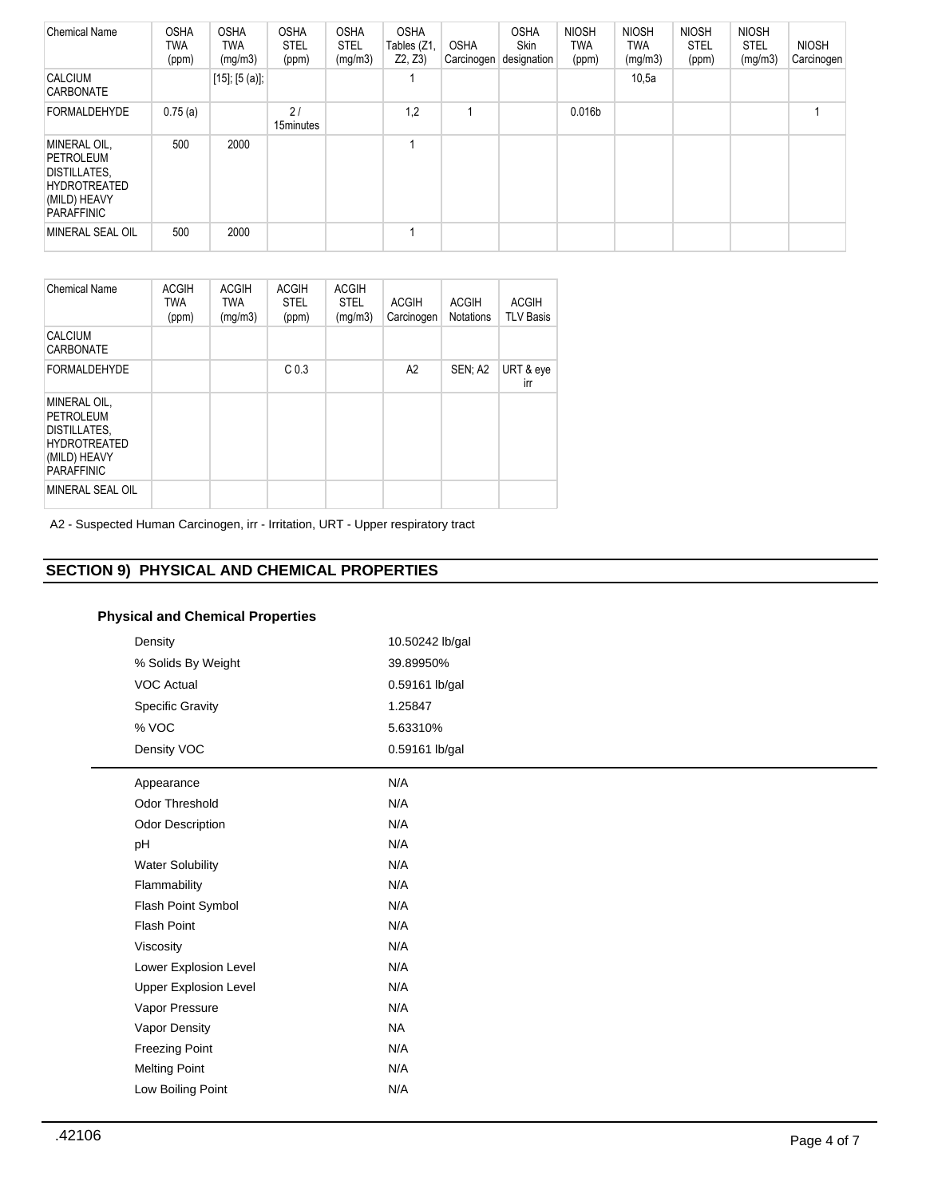| Chemical Name | OSHA TWA (ppm) | OSHA TWA (mg/m3) | OSHA STEL (ppm) | OSHA STEL (mg/m3) | OSHA Tables (Z1, Z2, Z3) | OSHA Carcinogen | OSHA Skin designation | NIOSH TWA (ppm) | NIOSH TWA (mg/m3) | NIOSH STEL (ppm) | NIOSH STEL (mg/m3) | NIOSH Carcinogen |
|---|---|---|---|---|---|---|---|---|---|---|---|---|
| CALCIUM CARBONATE | | [15]; [5 (a)]; | | | 1 | | | | 10,5a | | | |
| FORMALDEHYDE | 0.75 (a) | | 2 / 15minutes | | 1,2 | 1 | | 0.016b | | | | 1 |
| MINERAL OIL, PETROLEUM DISTILLATES, HYDROTREATED (MILD) HEAVY PARAFFINIC | 500 | 2000 | | | 1 | | | | | | | |
| MINERAL SEAL OIL | 500 | 2000 | | | 1 | | | | | | | |

| Chemical Name | ACGIH TWA (ppm) | ACGIH TWA (mg/m3) | ACGIH STEL (ppm) | ACGIH STEL (mg/m3) | ACGIH Carcinogen | ACGIH Notations | ACGIH TLV Basis |
|---|---|---|---|---|---|---|---|
| CALCIUM CARBONATE | | | | | | | |
| FORMALDEHYDE | | | C 0.3 | | A2 | SEN; A2 | URT & eye irr |
| MINERAL OIL, PETROLEUM DISTILLATES, HYDROTREATED (MILD) HEAVY PARAFFINIC | | | | | | | |
| MINERAL SEAL OIL | | | | | | | |

A2 - Suspected Human Carcinogen, irr - Irritation, URT - Upper respiratory tract

## SECTION 9) PHYSICAL AND CHEMICAL PROPERTIES

### Physical and Chemical Properties

| | |
|---|---|
| Density | 10.50242 lb/gal |
| % Solids By Weight | 39.89950% |
| VOC Actual | 0.59161 lb/gal |
| Specific Gravity | 1.25847 |
| % VOC | 5.63310% |
| Density VOC | 0.59161 lb/gal |

| | |
|---|---|
| Appearance | N/A |
| Odor Threshold | N/A |
| Odor Description | N/A |
| pH | N/A |
| Water Solubility | N/A |
| Flammability | N/A |
| Flash Point Symbol | N/A |
| Flash Point | N/A |
| Viscosity | N/A |
| Lower Explosion Level | N/A |
| Upper Explosion Level | N/A |
| Vapor Pressure | N/A |
| Vapor Density | NA |
| Freezing Point | N/A |
| Melting Point | N/A |
| Low Boiling Point | N/A |

.42106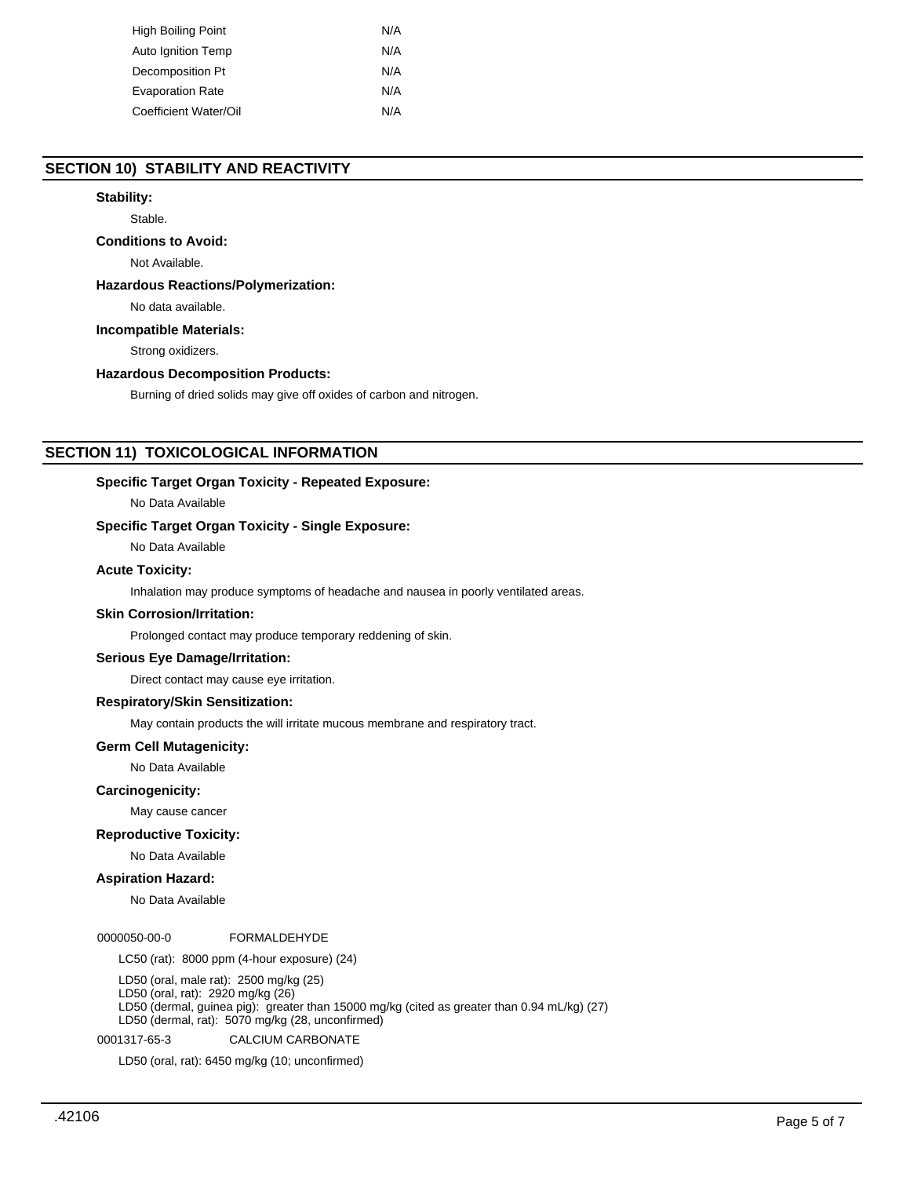| | |
|---|---|
| High Boiling Point | N/A |
| Auto Ignition Temp | N/A |
| Decomposition Pt | N/A |
| Evaporation Rate | N/A |
| Coefficient Water/Oil | N/A |

## SECTION 10) STABILITY AND REACTIVITY

### Stability:

Stable.

### Conditions to Avoid:

Not Available.

### Hazardous Reactions/Polymerization:

No data available.

### Incompatible Materials:

Strong oxidizers.

### Hazardous Decomposition Products:

Burning of dried solids may give off oxides of carbon and nitrogen.

## SECTION 11) TOXICOLOGICAL INFORMATION

### Specific Target Organ Toxicity - Repeated Exposure:

No Data Available

### Specific Target Organ Toxicity - Single Exposure:

No Data Available

### Acute Toxicity:

Inhalation may produce symptoms of headache and nausea in poorly ventilated areas.

### Skin Corrosion/Irritation:

Prolonged contact may produce temporary reddening of skin.

### Serious Eye Damage/Irritation:

Direct contact may cause eye irritation.

### Respiratory/Skin Sensitization:

May contain products the will irritate mucous membrane and respiratory tract.

### Germ Cell Mutagenicity:

No Data Available

### Carcinogenicity:

May cause cancer

### Reproductive Toxicity:

No Data Available

### Aspiration Hazard:

No Data Available

0000050-00-0 FORMALDEHYDE

LC50 (rat): 8000 ppm (4-hour exposure) (24)

LD50 (oral, male rat): 2500 mg/kg (25)
LD50 (oral, rat): 2920 mg/kg (26)
LD50 (dermal, guinea pig): greater than 15000 mg/kg (cited as greater than 0.94 mL/kg) (27)
LD50 (dermal, rat): 5070 mg/kg (28, unconfirmed)

0001317-65-3 CALCIUM CARBONATE

LD50 (oral, rat): 6450 mg/kg (10; unconfirmed)

.42106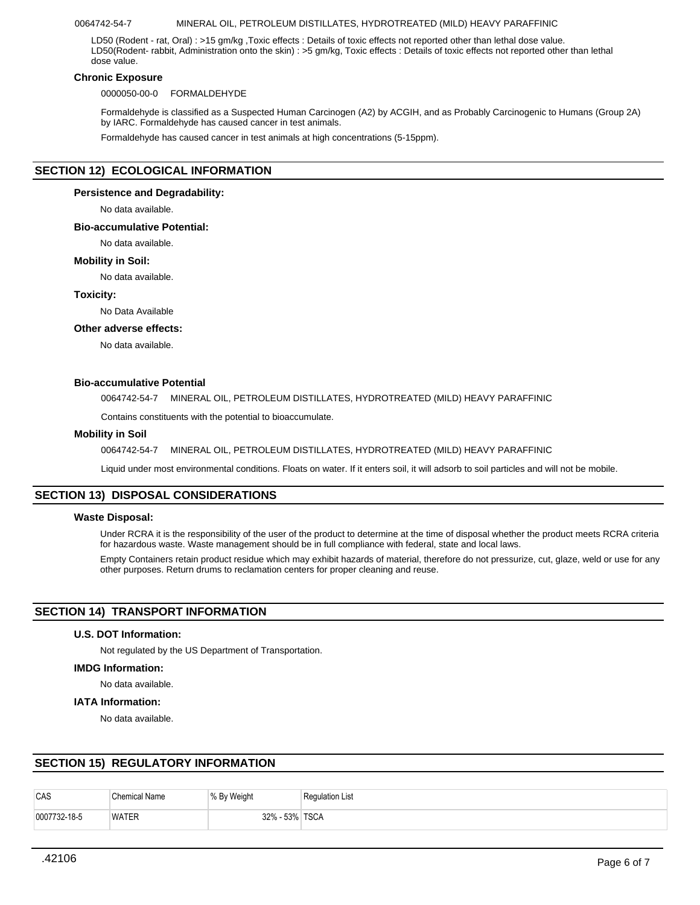0064742-54-7 MINERAL OIL, PETROLEUM DISTILLATES, HYDROTREATED (MILD) HEAVY PARAFFINIC

LD50 (Rodent - rat, Oral) : >15 gm/kg ,Toxic effects : Details of toxic effects not reported other than lethal dose value.
LD50(Rodent- rabbit, Administration onto the skin) : >5 gm/kg, Toxic effects : Details of toxic effects not reported other than lethal dose value.

### Chronic Exposure

0000050-00-0 FORMALDEHYDE

Formaldehyde is classified as a Suspected Human Carcinogen (A2) by ACGIH, and as Probably Carcinogenic to Humans (Group 2A) by IARC. Formaldehyde has caused cancer in test animals.

Formaldehyde has caused cancer in test animals at high concentrations (5-15ppm).

## SECTION 12) ECOLOGICAL INFORMATION

### Persistence and Degradability:

No data available.

### Bio-accumulative Potential:

No data available.

### Mobility in Soil:

No data available.

### Toxicity:

No Data Available

### Other adverse effects:

No data available.

### Bio-accumulative Potential

0064742-54-7 MINERAL OIL, PETROLEUM DISTILLATES, HYDROTREATED (MILD) HEAVY PARAFFINIC

Contains constituents with the potential to bioaccumulate.

### Mobility in Soil

0064742-54-7 MINERAL OIL, PETROLEUM DISTILLATES, HYDROTREATED (MILD) HEAVY PARAFFINIC

Liquid under most environmental conditions. Floats on water. If it enters soil, it will adsorb to soil particles and will not be mobile.

## SECTION 13) DISPOSAL CONSIDERATIONS

### Waste Disposal:

Under RCRA it is the responsibility of the user of the product to determine at the time of disposal whether the product meets RCRA criteria for hazardous waste. Waste management should be in full compliance with federal, state and local laws.

Empty Containers retain product residue which may exhibit hazards of material, therefore do not pressurize, cut, glaze, weld or use for any other purposes. Return drums to reclamation centers for proper cleaning and reuse.

## SECTION 14) TRANSPORT INFORMATION

### U.S. DOT Information:

Not regulated by the US Department of Transportation.

### IMDG Information:

No data available.

### IATA Information:

No data available.

## SECTION 15) REGULATORY INFORMATION

| CAS | Chemical Name | % By Weight | Regulation List |
|---|---|---|---|
| 0007732-18-5 | WATER | 32% - 53% | TSCA |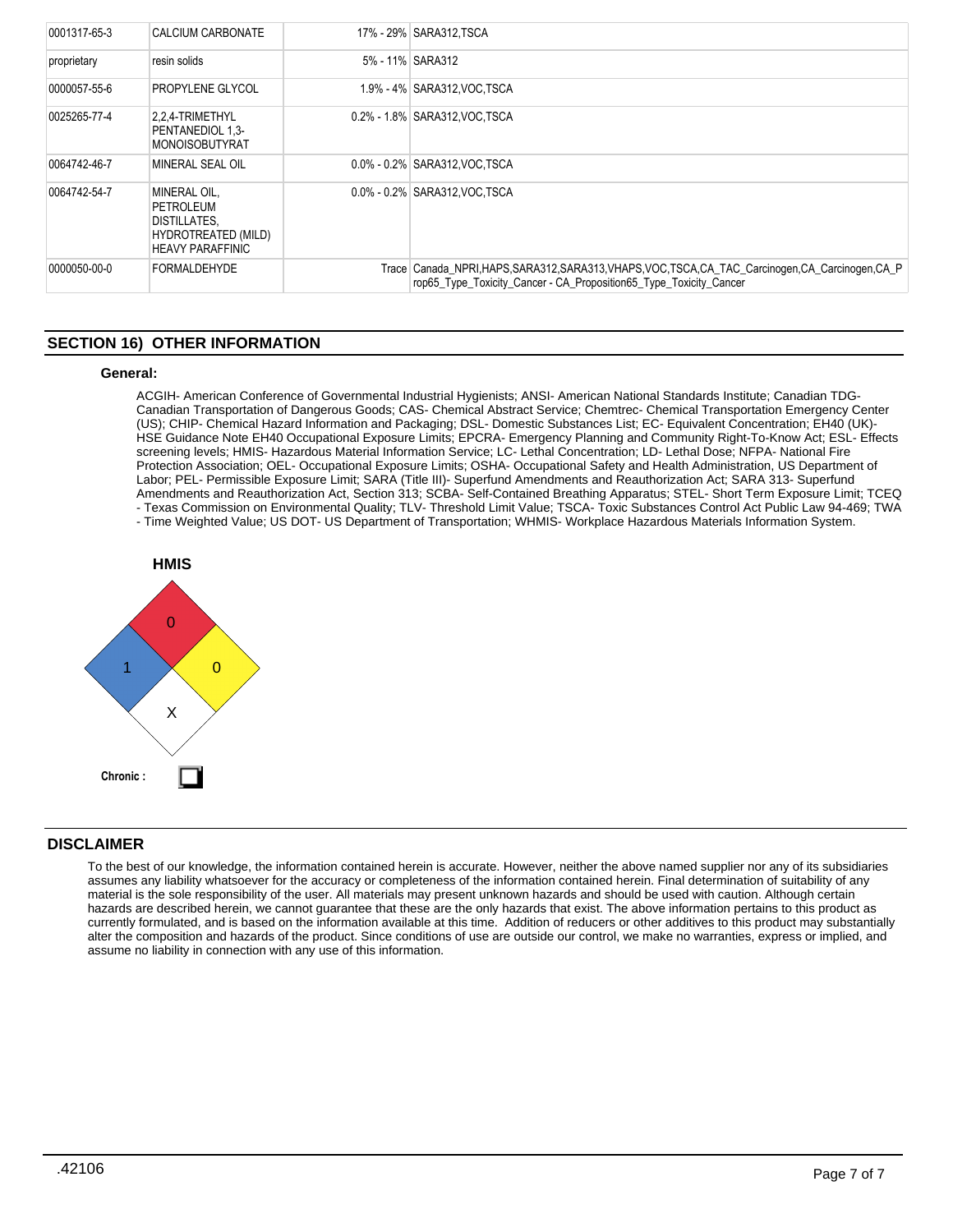| | | | |
|---|---|---|---|
| 0001317-65-3 | CALCIUM CARBONATE | 17% - 29% | SARA312,TSCA |
| proprietary | resin solids | 5% - 11% | SARA312 |
| 0000057-55-6 | PROPYLENE GLYCOL | 1.9% - 4% | SARA312,VOC,TSCA |
| 0025265-77-4 | 2,2,4-TRIMETHYL PENTANEDIOL 1,3-MONOISOBUTYRAT | 0.2% - 1.8% | SARA312,VOC,TSCA |
| 0064742-46-7 | MINERAL SEAL OIL | 0.0% - 0.2% | SARA312,VOC,TSCA |
| 0064742-54-7 | MINERAL OIL, PETROLEUM DISTILLATES, HYDROTREATED (MILD) HEAVY PARAFFINIC | 0.0% - 0.2% | SARA312,VOC,TSCA |
| 0000050-00-0 | FORMALDEHYDE | Trace | Canada_NPRI,HAPS,SARA312,SARA313,VHAPS,VOC,TSCA,CA_TAC_Carcinogen,CA_Carcinogen,CA_Prop65_Type_Toxicity_Cancer - CA_Proposition65_Type_Toxicity_Cancer |

## SECTION 16) OTHER INFORMATION

### General:

ACGIH- American Conference of Governmental Industrial Hygienists; ANSI- American National Standards Institute; Canadian TDG- Canadian Transportation of Dangerous Goods; CAS- Chemical Abstract Service; Chemtrec- Chemical Transportation Emergency Center (US); CHIP- Chemical Hazard Information and Packaging; DSL- Domestic Substances List; EC- Equivalent Concentration; EH40 (UK)- HSE Guidance Note EH40 Occupational Exposure Limits; EPCRA- Emergency Planning and Community Right-To-Know Act; ESL- Effects screening levels; HMIS- Hazardous Material Information Service; LC- Lethal Concentration; LD- Lethal Dose; NFPA- National Fire Protection Association; OEL- Occupational Exposure Limits; OSHA- Occupational Safety and Health Administration, US Department of Labor; PEL- Permissible Exposure Limit; SARA (Title III)- Superfund Amendments and Reauthorization Act; SARA 313- Superfund Amendments and Reauthorization Act, Section 313; SCBA- Self-Contained Breathing Apparatus; STEL- Short Term Exposure Limit; TCEQ - Texas Commission on Environmental Quality; TLV- Threshold Limit Value; TSCA- Toxic Substances Control Act Public Law 94-469; TWA - Time Weighted Value; US DOT- US Department of Transportation; WHMIS- Workplace Hazardous Materials Information System.

**HMIS**

0

1

0

X

**Chronic :**

## DISCLAIMER

To the best of our knowledge, the information contained herein is accurate. However, neither the above named supplier nor any of its subsidiaries assumes any liability whatsoever for the accuracy or completeness of the information contained herein. Final determination of suitability of any material is the sole responsibility of the user. All materials may present unknown hazards and should be used with caution. Although certain hazards are described herein, we cannot guarantee that these are the only hazards that exist. The above information pertains to this product as currently formulated, and is based on the information available at this time. Addition of reducers or other additives to this product may substantially alter the composition and hazards of the product. Since conditions of use are outside our control, we make no warranties, express or implied, and assume no liability in connection with any use of this information.

.42106